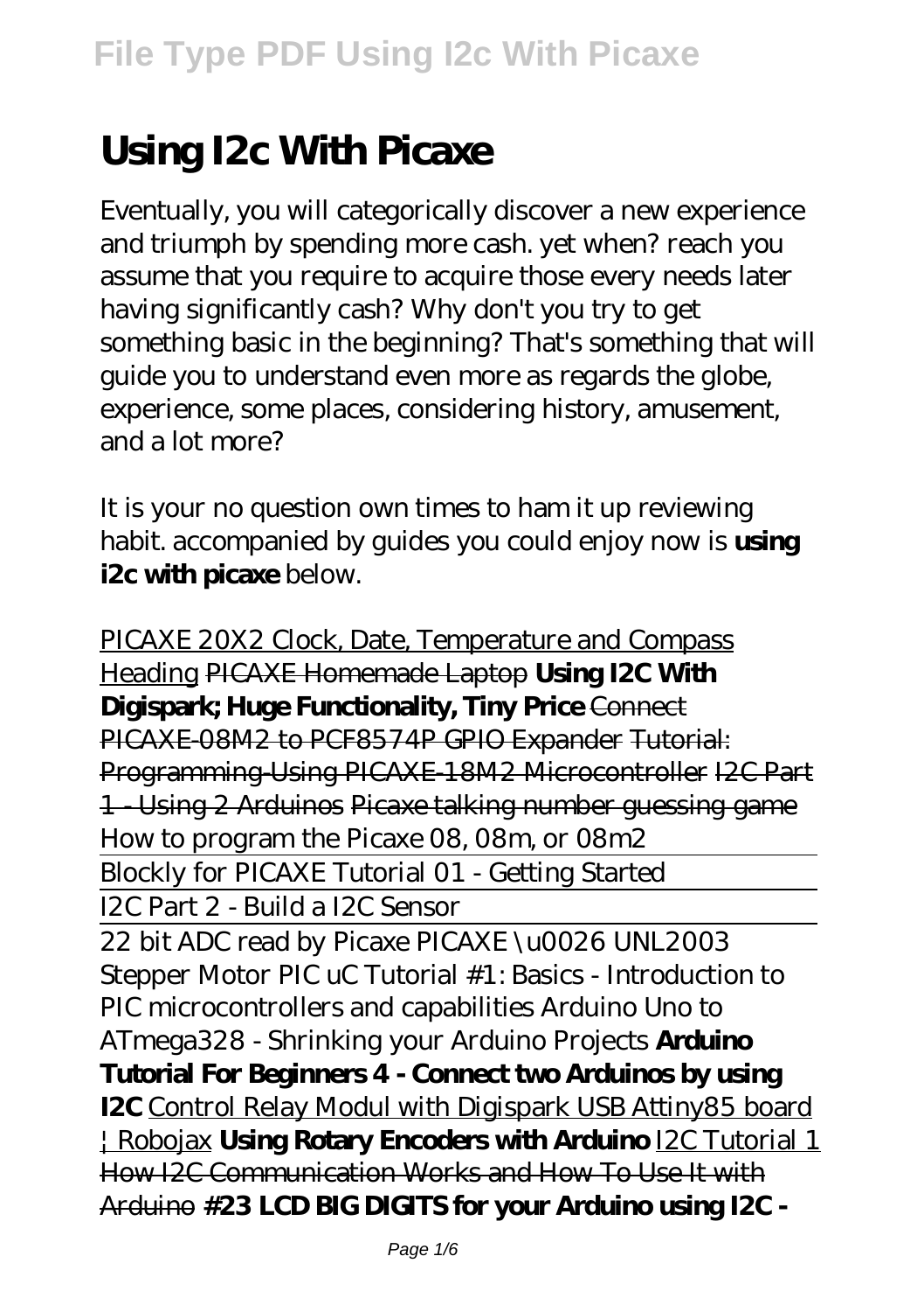# Using I2c With Picaxe

Eventually, you will categorically discover a new experience and triumph by spending more cash. yet when? reach you assume that you require to acquire those every needs later having significantly cash? Why don't you try to get something basic in the beginning? That's something that will guide you to understand even more as regards the globe, experience, some places, considering history, amusement, and a lot more?

It is your no question own times to ham it up reviewing habit. accompanied by guides you could enjoy now is **using i2c with picaxe** below.

PICAXE 20X2 Clock, Date, Temperature and Compass Heading PICAXE Homemade Laptop **Using I2C With Digispark; Huge Functionality, Tiny Price** Connect PICAXE-08M2 to PCF8574P GPIO Expander Tutorial: Programming-Using PICAXE-18M2 Microcontroller I2C Part 1 - Using 2 Arduinos Picaxe talking number guessing game *How to program the Picaxe 08, 08m, or 08m2*

Blockly for PICAXE Tutorial 01 - Getting Started

I2C Part 2 - Build a I2C Sensor

22 bit ADC read by Picaxe *PICAXE \u0026 UNL2003 Stepper Motor PIC uC Tutorial #1: Basics - Introduction to PIC microcontrollers and capabilities Arduino Uno to ATmega328 - Shrinking your Arduino Projects* **Arduino Tutorial For Beginners 4 - Connect two Arduinos by using I2C** Control Relay Modul with Digispark USB Attiny85 board | Robojax **Using Rotary Encoders with Arduino** I2C Tutorial 1 How I2C Communication Works and How To Use It with Arduino **#23 LCD BIG DIGITS for your Arduino using I2C -**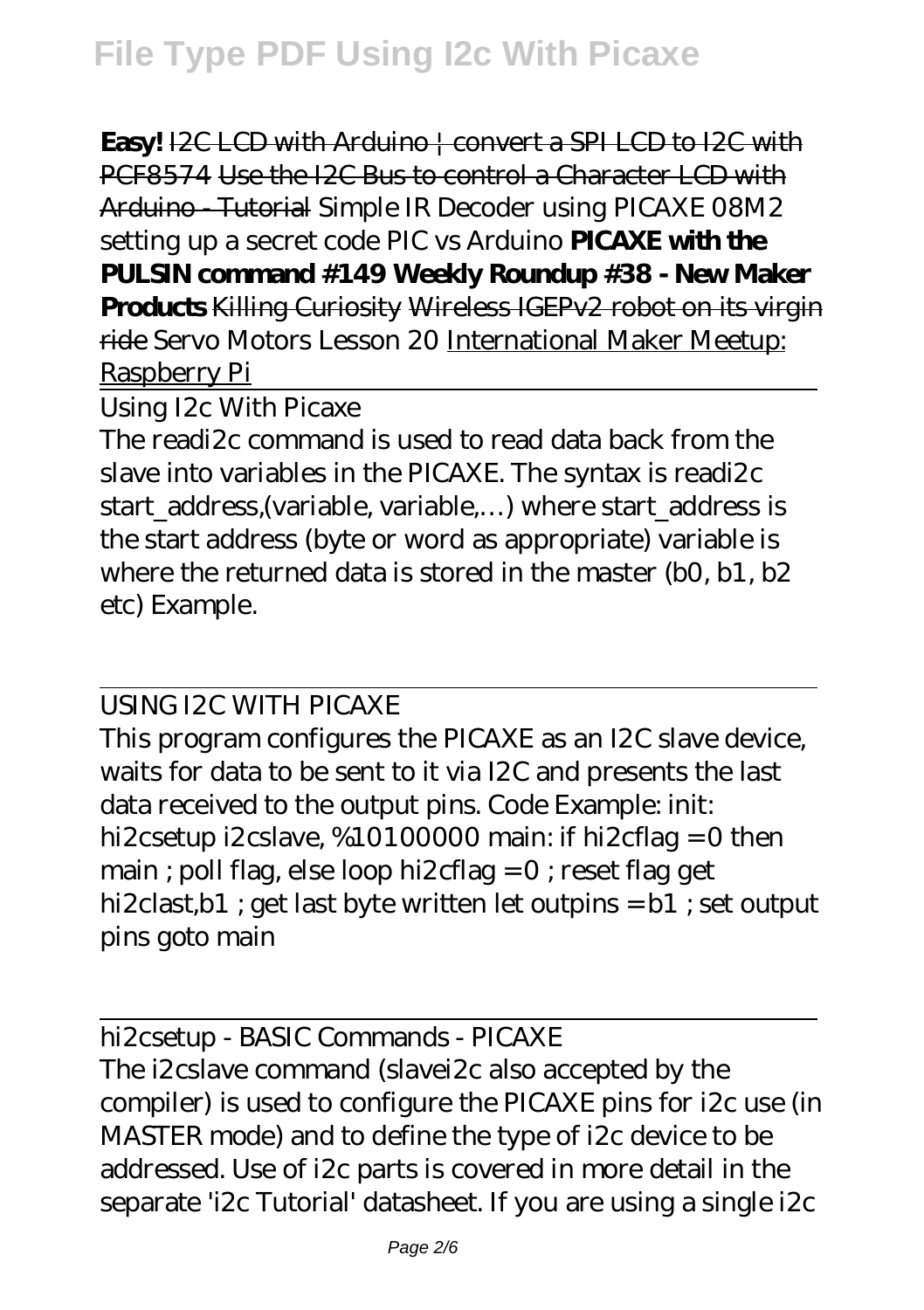**Easy!** ~~I2C LCD with Arduino | convert a SPI LCD to I2C with PCF8574~~ ~~Use the I2C Bus to control a Character LCD with Arduino - Tutorial~~ *Simple IR Decoder using PICAXE 08M2 setting up a secret code PIC vs Arduino* **PICAXE with the PULSIN command #149 Weekly Roundup #38 - New Maker Products** ~~Killing Curiosity~~ ~~Wireless IGEPv2 robot on its virgin ride~~ *Servo Motors Lesson 20* International Maker Meetup: Raspberry Pi

Using I2c With Picaxe

The readi2c command is used to read data back from the slave into variables in the PICAXE. The syntax is readi2c start_address,(variable, variable,…) where start_address is the start address (byte or word as appropriate) variable is where the returned data is stored in the master (b0, b1, b2 etc) Example.

USING I2C WITH PICAXE

This program configures the PICAXE as an I2C slave device, waits for data to be sent to it via I2C and presents the last data received to the output pins. Code Example: init: hi2csetup i2cslave, %10100000 main: if hi2cflag = 0 then main ; poll flag, else loop hi2cflag = 0 ; reset flag get hi2clast,b1 ; get last byte written let outpins = b1 ; set output pins goto main

hi2csetup - BASIC Commands - PICAXE

The i2cslave command (slavei2c also accepted by the compiler) is used to configure the PICAXE pins for i2c use (in MASTER mode) and to define the type of i2c device to be addressed. Use of i2c parts is covered in more detail in the separate 'i2c Tutorial' datasheet. If you are using a single i2c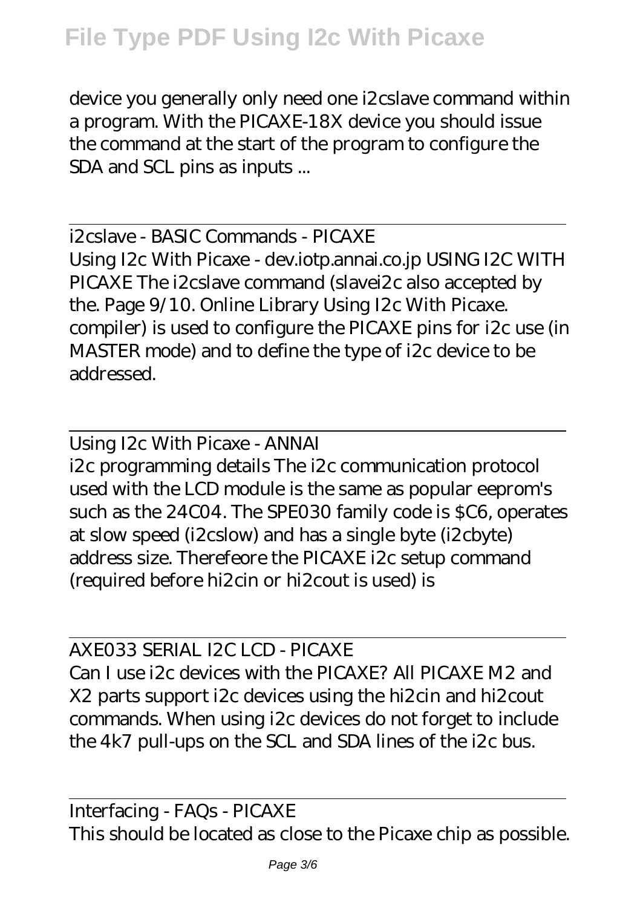device you generally only need one i2cslave command within a program. With the PICAXE-18X device you should issue the command at the start of the program to configure the SDA and SCL pins as inputs ...

## i2cslave - BASIC Commands - PICAXE

Using I2c With Picaxe - dev.iotp.annai.co.jp USING I2C WITH PICAXE The i2cslave command (slavei2c also accepted by the. Page 9/10. Online Library Using I2c With Picaxe. compiler) is used to configure the PICAXE pins for i2c use (in MASTER mode) and to define the type of i2c device to be addressed.

## Using I2c With Picaxe - ANNAI

i2c programming details The i2c communication protocol used with the LCD module is the same as popular eeprom's such as the 24C04. The SPE030 family code is $C6, operates at slow speed (i2cslow) and has a single byte (i2cbyte) address size. Therefeore the PICAXE i2c setup command (required before hi2cin or hi2cout is used) is

## AXE033 SERIAL I2C LCD - PICAXE

Can I use i2c devices with the PICAXE? All PICAXE M2 and X2 parts support i2c devices using the hi2cin and hi2cout commands. When using i2c devices do not forget to include the 4k7 pull-ups on the SCL and SDA lines of the i2c bus.

## Interfacing - FAQs - PICAXE

This should be located as close to the Picaxe chip as possible.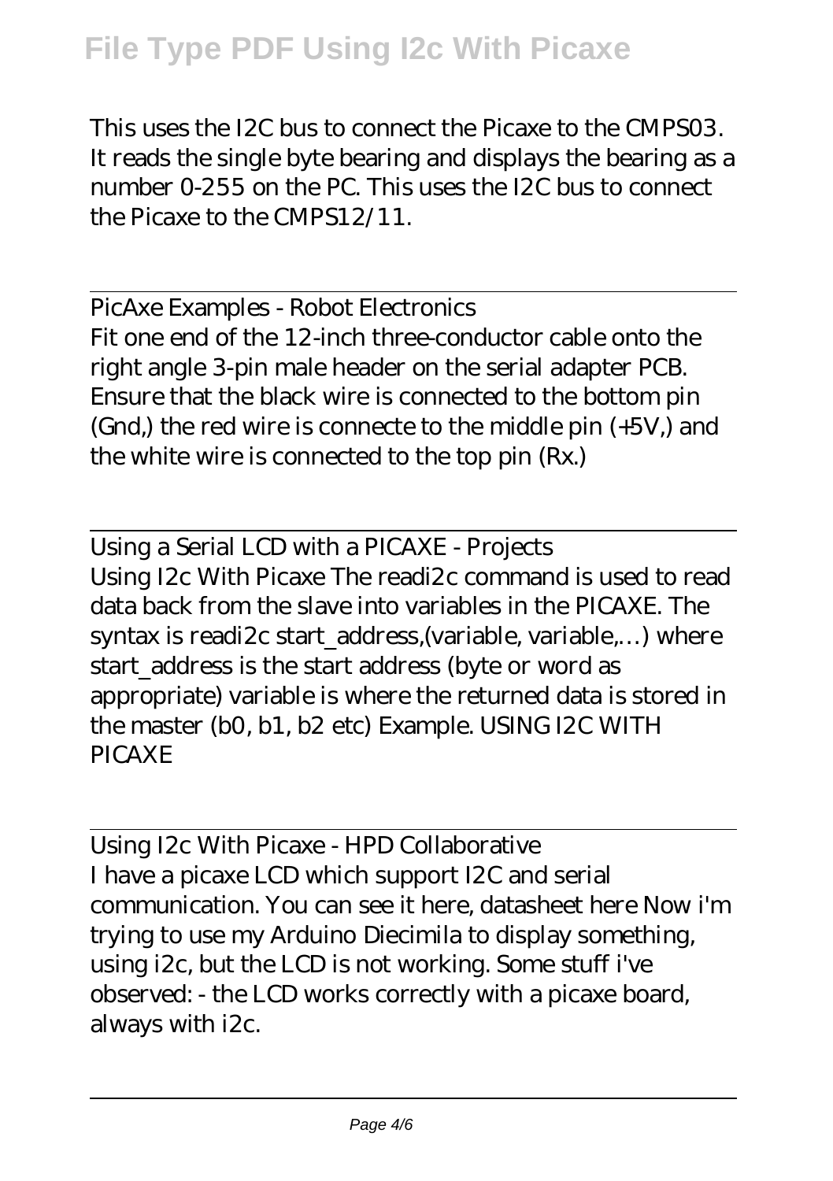This uses the I2C bus to connect the Picaxe to the CMPS03. It reads the single byte bearing and displays the bearing as a number 0-255 on the PC. This uses the I2C bus to connect the Picaxe to the CMPS12/11.

PicAxe Examples - Robot Electronics

Fit one end of the 12-inch three-conductor cable onto the right angle 3-pin male header on the serial adapter PCB. Ensure that the black wire is connected to the bottom pin (Gnd,) the red wire is connecte to the middle pin (+5V,) and the white wire is connected to the top pin (Rx.)

Using a Serial LCD with a PICAXE - Projects

Using I2c With Picaxe The readi2c command is used to read data back from the slave into variables in the PICAXE. The syntax is readi2c start_address,(variable, variable,…) where start_address is the start address (byte or word as appropriate) variable is where the returned data is stored in the master (b0, b1, b2 etc) Example. USING I2C WITH PICAXE

Using I2c With Picaxe - HPD Collaborative

I have a picaxe LCD which support I2C and serial communication. You can see it here, datasheet here Now i'm trying to use my Arduino Diecimila to display something, using i2c, but the LCD is not working. Some stuff i've observed: - the LCD works correctly with a picaxe board, always with i2c.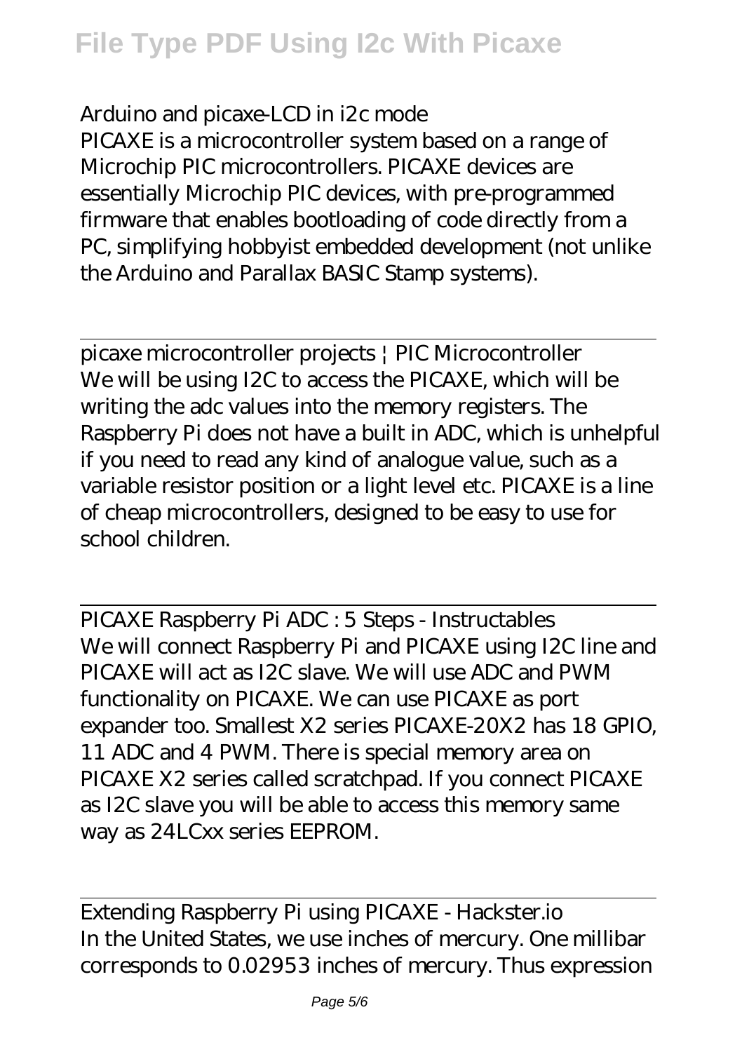Arduino and picaxe-LCD in i2c mode

PICAXE is a microcontroller system based on a range of Microchip PIC microcontrollers. PICAXE devices are essentially Microchip PIC devices, with pre-programmed firmware that enables bootloading of code directly from a PC, simplifying hobbyist embedded development (not unlike the Arduino and Parallax BASIC Stamp systems).

---

picaxe microcontroller projects | PIC Microcontroller

We will be using I2C to access the PICAXE, which will be writing the adc values into the memory registers. The Raspberry Pi does not have a built in ADC, which is unhelpful if you need to read any kind of analogue value, such as a variable resistor position or a light level etc. PICAXE is a line of cheap microcontrollers, designed to be easy to use for school children.

---

PICAXE Raspberry Pi ADC : 5 Steps - Instructables

We will connect Raspberry Pi and PICAXE using I2C line and PICAXE will act as I2C slave. We will use ADC and PWM functionality on PICAXE. We can use PICAXE as port expander too. Smallest X2 series PICAXE-20X2 has 18 GPIO, 11 ADC and 4 PWM. There is special memory area on PICAXE X2 series called scratchpad. If you connect PICAXE as I2C slave you will be able to access this memory same way as 24LCxx series EEPROM.

---

Extending Raspberry Pi using PICAXE - Hackster.io

In the United States, we use inches of mercury. One millibar corresponds to 0.02953 inches of mercury. Thus expression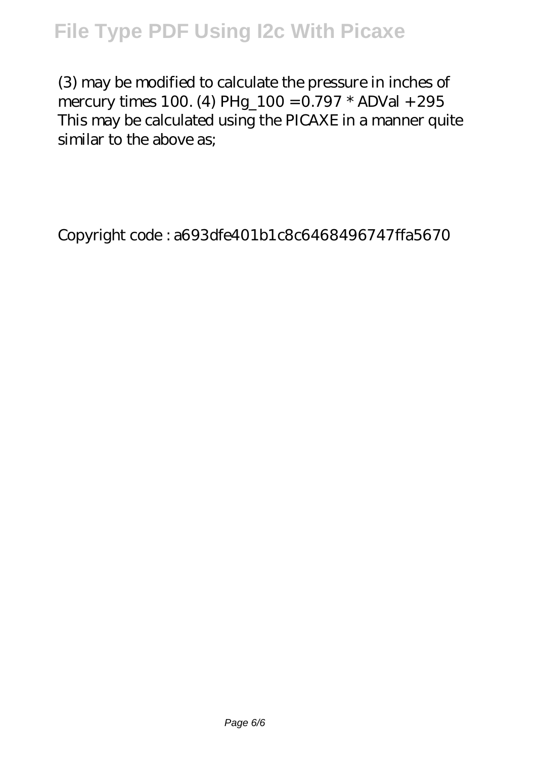(3) may be modified to calculate the pressure in inches of mercury times 100. (4) $PHg\_100 = 0.797 * ADVal + 295$ This may be calculated using the PICAXE in a manner quite similar to the above as;

Copyright code : a693dfe401b1c8c6468496747ffa5670